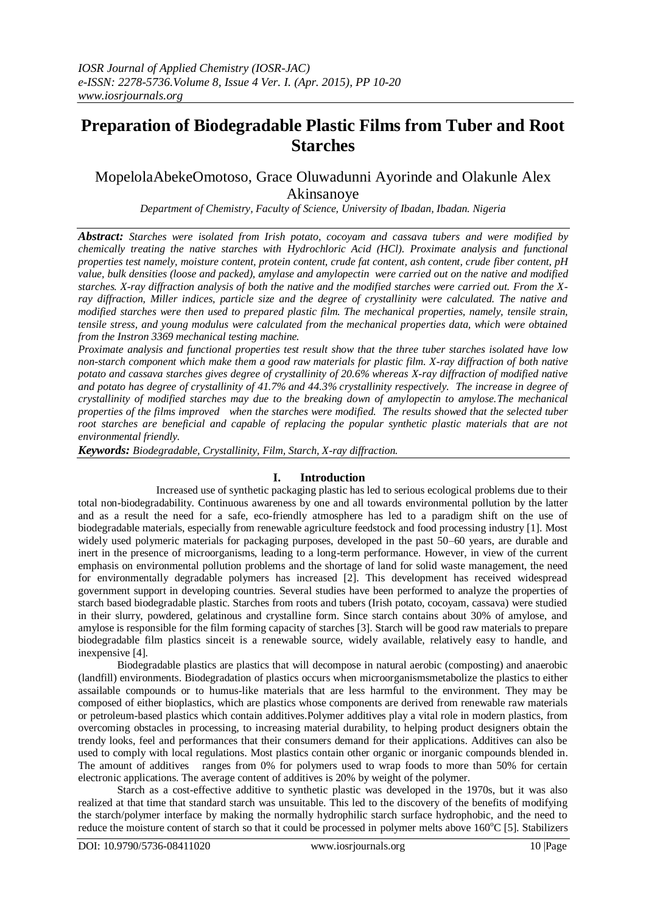# Preparation of Biodegradable Plastic Films from Tuber and Root Starches

MopelolaAbekeOmotoso, Grace Oluwadunni Ayorinde and Olakunle Alex Akinsanoye

*Department of Chemistry, Faculty of Science, University of Ibadan, Ibadan. Nigeria*

***Abstract:*** *Starches were isolated from Irish potato, cocoyam and cassava tubers and were modified by chemically treating the native starches with Hydrochloric Acid (HCl). Proximate analysis and functional properties test namely, moisture content, protein content, crude fat content, ash content, crude fiber content, pH value, bulk densities (loose and packed), amylase and amylopectin were carried out on the native and modified starches. X-ray diffraction analysis of both the native and the modified starches were carried out. From the X-ray diffraction, Miller indices, particle size and the degree of crystallinity were calculated. The native and modified starches were then used to prepared plastic film. The mechanical properties, namely, tensile strain, tensile stress, and young modulus were calculated from the mechanical properties data, which were obtained from the Instron 3369 mechanical testing machine.*

*Proximate analysis and functional properties test result show that the three tuber starches isolated have low non-starch component which make them a good raw materials for plastic film. X-ray diffraction of both native potato and cassava starches gives degree of crystallinity of 20.6% whereas X-ray diffraction of modified native and potato has degree of crystallinity of 41.7% and 44.3% crystallinity respectively. The increase in degree of crystallinity of modified starches may due to the breaking down of amylopectin to amylose.The mechanical properties of the films improved when the starches were modified. The results showed that the selected tuber root starches are beneficial and capable of replacing the popular synthetic plastic materials that are not environmental friendly.*

***Keywords:*** *Biodegradable, Crystallinity, Film, Starch, X-ray diffraction.*

## I. Introduction

Increased use of synthetic packaging plastic has led to serious ecological problems due to their total non-biodegradability. Continuous awareness by one and all towards environmental pollution by the latter and as a result the need for a safe, eco-friendly atmosphere has led to a paradigm shift on the use of biodegradable materials, especially from renewable agriculture feedstock and food processing industry [1]. Most widely used polymeric materials for packaging purposes, developed in the past 50–60 years, are durable and inert in the presence of microorganisms, leading to a long-term performance. However, in view of the current emphasis on environmental pollution problems and the shortage of land for solid waste management, the need for environmentally degradable polymers has increased [2]. This development has received widespread government support in developing countries. Several studies have been performed to analyze the properties of starch based biodegradable plastic. Starches from roots and tubers (Irish potato, cocoyam, cassava) were studied in their slurry, powdered, gelatinous and crystalline form. Since starch contains about 30% of amylose, and amylose is responsible for the film forming capacity of starches [3]. Starch will be good raw materials to prepare biodegradable film plastics sinceit is a renewable source, widely available, relatively easy to handle, and inexpensive [4].

Biodegradable plastics are plastics that will decompose in natural aerobic (composting) and anaerobic (landfill) environments. Biodegradation of plastics occurs when microorganismsmetabolize the plastics to either assailable compounds or to humus-like materials that are less harmful to the environment. They may be composed of either bioplastics, which are plastics whose components are derived from renewable raw materials or petroleum-based plastics which contain additives.Polymer additives play a vital role in modern plastics, from overcoming obstacles in processing, to increasing material durability, to helping product designers obtain the trendy looks, feel and performances that their consumers demand for their applications. Additives can also be used to comply with local regulations. Most plastics contain other organic or inorganic compounds blended in. The amount of additives ranges from 0% for polymers used to wrap foods to more than 50% for certain electronic applications. The average content of additives is 20% by weight of the polymer.

Starch as a cost-effective additive to synthetic plastic was developed in the 1970s, but it was also realized at that time that standard starch was unsuitable. This led to the discovery of the benefits of modifying the starch/polymer interface by making the normally hydrophilic starch surface hydrophobic, and the need to reduce the moisture content of starch so that it could be processed in polymer melts above 160$^{o}$C [5]. Stabilizers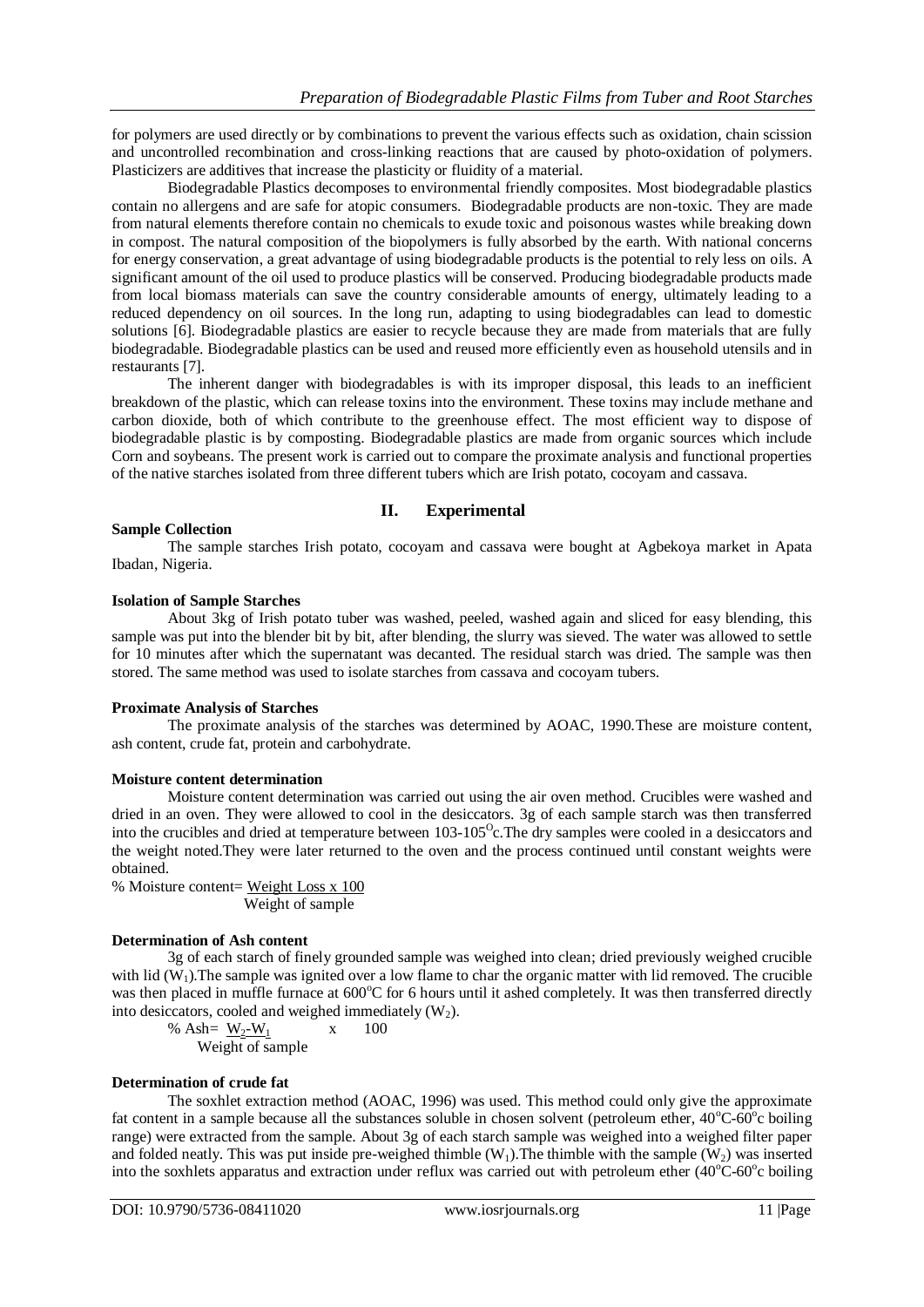for polymers are used directly or by combinations to prevent the various effects such as oxidation, chain scission and uncontrolled recombination and cross-linking reactions that are caused by photo-oxidation of polymers. Plasticizers are additives that increase the plasticity or fluidity of a material.

Biodegradable Plastics decomposes to environmental friendly composites. Most biodegradable plastics contain no allergens and are safe for atopic consumers. Biodegradable products are non-toxic. They are made from natural elements therefore contain no chemicals to exude toxic and poisonous wastes while breaking down in compost. The natural composition of the biopolymers is fully absorbed by the earth. With national concerns for energy conservation, a great advantage of using biodegradable products is the potential to rely less on oils. A significant amount of the oil used to produce plastics will be conserved. Producing biodegradable products made from local biomass materials can save the country considerable amounts of energy, ultimately leading to a reduced dependency on oil sources. In the long run, adapting to using biodegradables can lead to domestic solutions [6]. Biodegradable plastics are easier to recycle because they are made from materials that are fully biodegradable. Biodegradable plastics can be used and reused more efficiently even as household utensils and in restaurants [7].

The inherent danger with biodegradables is with its improper disposal, this leads to an inefficient breakdown of the plastic, which can release toxins into the environment. These toxins may include methane and carbon dioxide, both of which contribute to the greenhouse effect. The most efficient way to dispose of biodegradable plastic is by composting. Biodegradable plastics are made from organic sources which include Corn and soybeans. The present work is carried out to compare the proximate analysis and functional properties of the native starches isolated from three different tubers which are Irish potato, cocoyam and cassava.

## II. Experimental

**Sample Collection**

The sample starches Irish potato, cocoyam and cassava were bought at Agbekoya market in Apata Ibadan, Nigeria.

**Isolation of Sample Starches**

About 3kg of Irish potato tuber was washed, peeled, washed again and sliced for easy blending, this sample was put into the blender bit by bit, after blending, the slurry was sieved. The water was allowed to settle for 10 minutes after which the supernatant was decanted. The residual starch was dried. The sample was then stored. The same method was used to isolate starches from cassava and cocoyam tubers.

**Proximate Analysis of Starches**

The proximate analysis of the starches was determined by AOAC, 1990.These are moisture content, ash content, crude fat, protein and carbohydrate.

**Moisture content determination**

Moisture content determination was carried out using the air oven method. Crucibles were washed and dried in an oven. They were allowed to cool in the desiccators. 3g of each sample starch was then transferred into the crucibles and dried at temperature between 103-105$^{O}$c.The dry samples were cooled in a desiccators and the weight noted.They were later returned to the oven and the process continued until constant weights were obtained.

$$\% \text{ Moisture content} = \frac{\text{Weight Loss} \times 100}{\text{Weight of sample}}$$

**Determination of Ash content**

3g of each starch of finely grounded sample was weighed into clean; dried previously weighed crucible with lid ($W_1$).The sample was ignited over a low flame to char the organic matter with lid removed. The crucible was then placed in muffle furnace at 600$^{o}$C for 6 hours until it ashed completely. It was then transferred directly into desiccators, cooled and weighed immediately ($W_2$).

$$\% \text{ Ash} = \frac{W_2 - W_1}{\text{Weight of sample}} \times 100$$

**Determination of crude fat**

The soxhlet extraction method (AOAC, 1996) was used. This method could only give the approximate fat content in a sample because all the substances soluble in chosen solvent (petroleum ether, 40$^{o}$C-60$^{o}$c boiling range) were extracted from the sample. About 3g of each starch sample was weighed into a weighed filter paper and folded neatly. This was put inside pre-weighed thimble ($W_1$).The thimble with the sample ($W_2$) was inserted into the soxhlets apparatus and extraction under reflux was carried out with petroleum ether (40$^{o}$C-60$^{o}$c boiling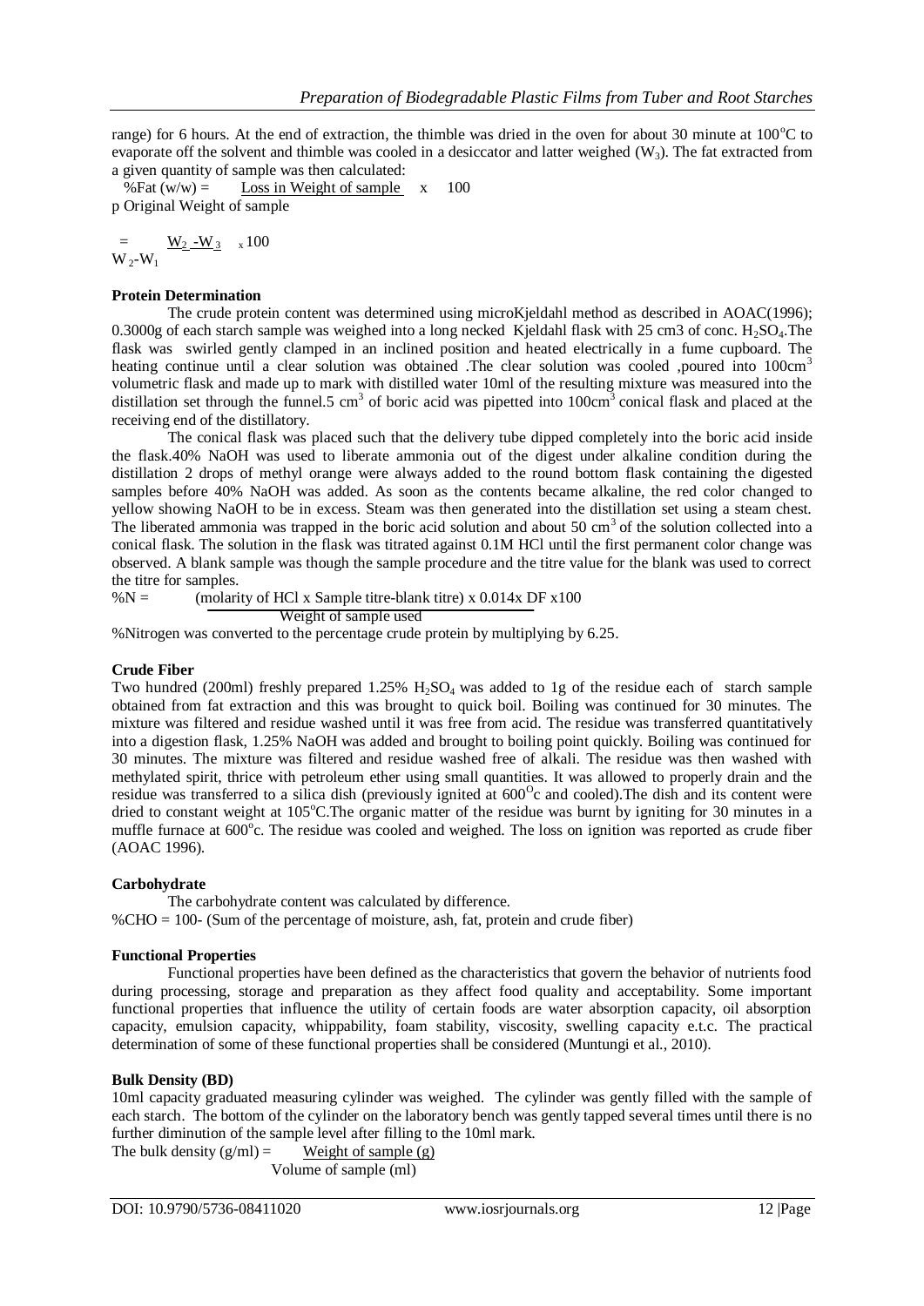range) for 6 hours. At the end of extraction, the thimble was dried in the oven for about 30 minute at $100^oC$ to evaporate off the solvent and thimble was cooled in a desiccator and latter weighed ($W_3$). The fat extracted from a given quantity of sample was then calculated:

$$\%Fat\ (w/w) = \frac{\text{Loss in Weight of sample}}{\text{Original Weight of sample}} \times 100$$

$$= \frac{W_2 - W_3}{W_2 - W_1} \times 100$$

**Protein Determination**

The crude protein content was determined using microKjeldahl method as described in AOAC(1996); 0.3000g of each starch sample was weighed into a long necked Kjeldahl flask with 25 cm3 of conc. $H_2SO_4$.The flask was swirled gently clamped in an inclined position and heated electrically in a fume cupboard. The heating continue until a clear solution was obtained .The clear solution was cooled ,poured into $100cm^3$ volumetric flask and made up to mark with distilled water 10ml of the resulting mixture was measured into the distillation set through the funnel.5 $cm^3$ of boric acid was pipetted into $100cm^3$ conical flask and placed at the receiving end of the distillatory.

The conical flask was placed such that the delivery tube dipped completely into the boric acid inside the flask.40% NaOH was used to liberate ammonia out of the digest under alkaline condition during the distillation 2 drops of methyl orange were always added to the round bottom flask containing the digested samples before 40% NaOH was added. As soon as the contents became alkaline, the red color changed to yellow showing NaOH to be in excess. Steam was then generated into the distillation set using a steam chest. The liberated ammonia was trapped in the boric acid solution and about 50 $cm^3$ of the solution collected into a conical flask. The solution in the flask was titrated against 0.1M HCl until the first permanent color change was observed. A blank sample was though the sample procedure and the titre value for the blank was used to correct the titre for samples.

$$\%N = \frac{(\text{molarity of HCl} \times \text{Sample titre-blank titre}) \times 0.014 \times DF \times 100}{\text{Weight of sample used}}$$

%Nitrogen was converted to the percentage crude protein by multiplying by 6.25.

**Crude Fiber**

Two hundred (200ml) freshly prepared 1.25% $H_2SO_4$ was added to 1g of the residue each of starch sample obtained from fat extraction and this was brought to quick boil. Boiling was continued for 30 minutes. The mixture was filtered and residue washed until it was free from acid. The residue was transferred quantitatively into a digestion flask, 1.25% NaOH was added and brought to boiling point quickly. Boiling was continued for 30 minutes. The mixture was filtered and residue washed free of alkali. The residue was then washed with methylated spirit, thrice with petroleum ether using small quantities. It was allowed to properly drain and the residue was transferred to a silica dish (previously ignited at $600^Oc$ and cooled).The dish and its content were dried to constant weight at $105^oC$.The organic matter of the residue was burnt by igniting for 30 minutes in a muffle furnace at $600^oc$. The residue was cooled and weighed. The loss on ignition was reported as crude fiber (AOAC 1996).

**Carbohydrate**

The carbohydrate content was calculated by difference.

%CHO = 100- (Sum of the percentage of moisture, ash, fat, protein and crude fiber)

**Functional Properties**

Functional properties have been defined as the characteristics that govern the behavior of nutrients food during processing, storage and preparation as they affect food quality and acceptability. Some important functional properties that influence the utility of certain foods are water absorption capacity, oil absorption capacity, emulsion capacity, whippability, foam stability, viscosity, swelling capacity e.t.c. The practical determination of some of these functional properties shall be considered (Muntungi et al., 2010).

**Bulk Density (BD)**

10ml capacity graduated measuring cylinder was weighed. The cylinder was gently filled with the sample of each starch. The bottom of the cylinder on the laboratory bench was gently tapped several times until there is no further diminution of the sample level after filling to the 10ml mark.

$$\text{The bulk density (g/ml)} = \frac{\text{Weight of sample (g)}}{\text{Volume of sample (ml)}}$$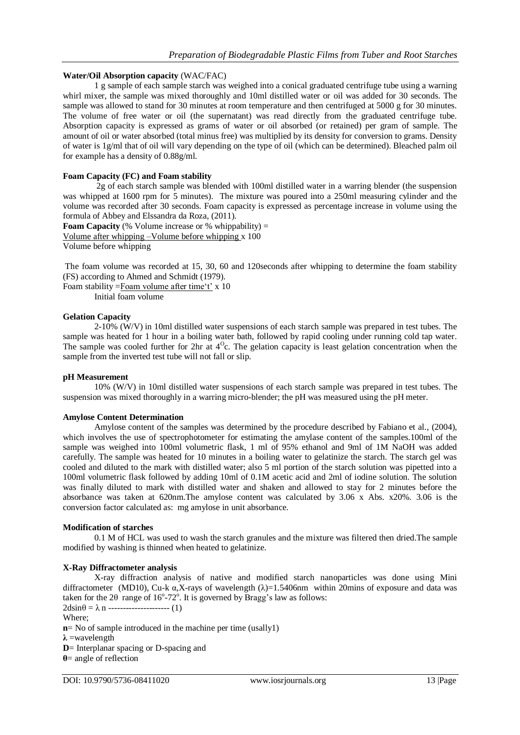**Water/Oil Absorption capacity** (WAC/FAC)

1 g sample of each sample starch was weighed into a conical graduated centrifuge tube using a warning whirl mixer, the sample was mixed thoroughly and 10ml distilled water or oil was added for 30 seconds. The sample was allowed to stand for 30 minutes at room temperature and then centrifuged at 5000 g for 30 minutes. The volume of free water or oil (the supernatant) was read directly from the graduated centrifuge tube. Absorption capacity is expressed as grams of water or oil absorbed (or retained) per gram of sample. The amount of oil or water absorbed (total minus free) was multiplied by its density for conversion to grams. Density of water is 1g/ml that of oil will vary depending on the type of oil (which can be determined). Bleached palm oil for example has a density of 0.88g/ml.

**Foam Capacity (FC) and Foam stability**

2g of each starch sample was blended with 100ml distilled water in a warring blender (the suspension was whipped at 1600 rpm for 5 minutes). The mixture was poured into a 250ml measuring cylinder and the volume was recorded after 30 seconds. Foam capacity is expressed as percentage increase in volume using the formula of Abbey and Elssandra da Roza, (2011).

**Foam Capacity** (% Volume increase or % whippability) =

$$\frac{\text{Volume after whipping} - \text{Volume before whipping}}{\text{Volume before whipping}} \times 100$$

The foam volume was recorded at 15, 30, 60 and 120seconds after whipping to determine the foam stability (FS) according to Ahmed and Schmidt (1979).

$$\text{Foam stability} = \frac{\text{Foam volume after time 't'}}{\text{Initial foam volume}} \times 10$$

**Gelation Capacity**

2-10% (W/V) in 10ml distilled water suspensions of each starch sample was prepared in test tubes. The sample was heated for 1 hour in a boiling water bath, followed by rapid cooling under running cold tap water. The sample was cooled further for 2hr at $4^{O}$c. The gelation capacity is least gelation concentration when the sample from the inverted test tube will not fall or slip.

**pH Measurement**

10% (W/V) in 10ml distilled water suspensions of each starch sample was prepared in test tubes. The suspension was mixed thoroughly in a warring micro-blender; the pH was measured using the pH meter.

**Amylose Content Determination**

Amylose content of the samples was determined by the procedure described by Fabiano et al., (2004), which involves the use of spectrophotometer for estimating the amylase content of the samples.100ml of the sample was weighed into 100ml volumetric flask, 1 ml of 95% ethanol and 9ml of 1M NaOH was added carefully. The sample was heated for 10 minutes in a boiling water to gelatinize the starch. The starch gel was cooled and diluted to the mark with distilled water; also 5 ml portion of the starch solution was pipetted into a 100ml volumetric flask followed by adding 10ml of 0.1M acetic acid and 2ml of iodine solution. The solution was finally diluted to mark with distilled water and shaken and allowed to stay for 2 minutes before the absorbance was taken at 620nm.The amylose content was calculated by 3.06 x Abs. x20%. 3.06 is the conversion factor calculated as: mg amylose in unit absorbance.

**Modification of starches**

0.1 M of HCL was used to wash the starch granules and the mixture was filtered then dried.The sample modified by washing is thinned when heated to gelatinize.

**X-Ray Diffractometer analysis**

X-ray diffraction analysis of native and modified starch nanoparticles was done using Mini diffractometer (MD10), Cu-k α,X-rays of wavelength (λ)=1.5406nm within 20mins of exposure and data was taken for the 2θ range of $16^{o}$-$72^{o}$. It is governed by Bragg's law as follows:

$$2d\sin\theta = \lambda n \text{ --------------------- (1)}$$

Where;

**n**= No of sample introduced in the machine per time (usally1)

**λ** =wavelength

**D**= Interplanar spacing or D-spacing and

**θ**= angle of reflection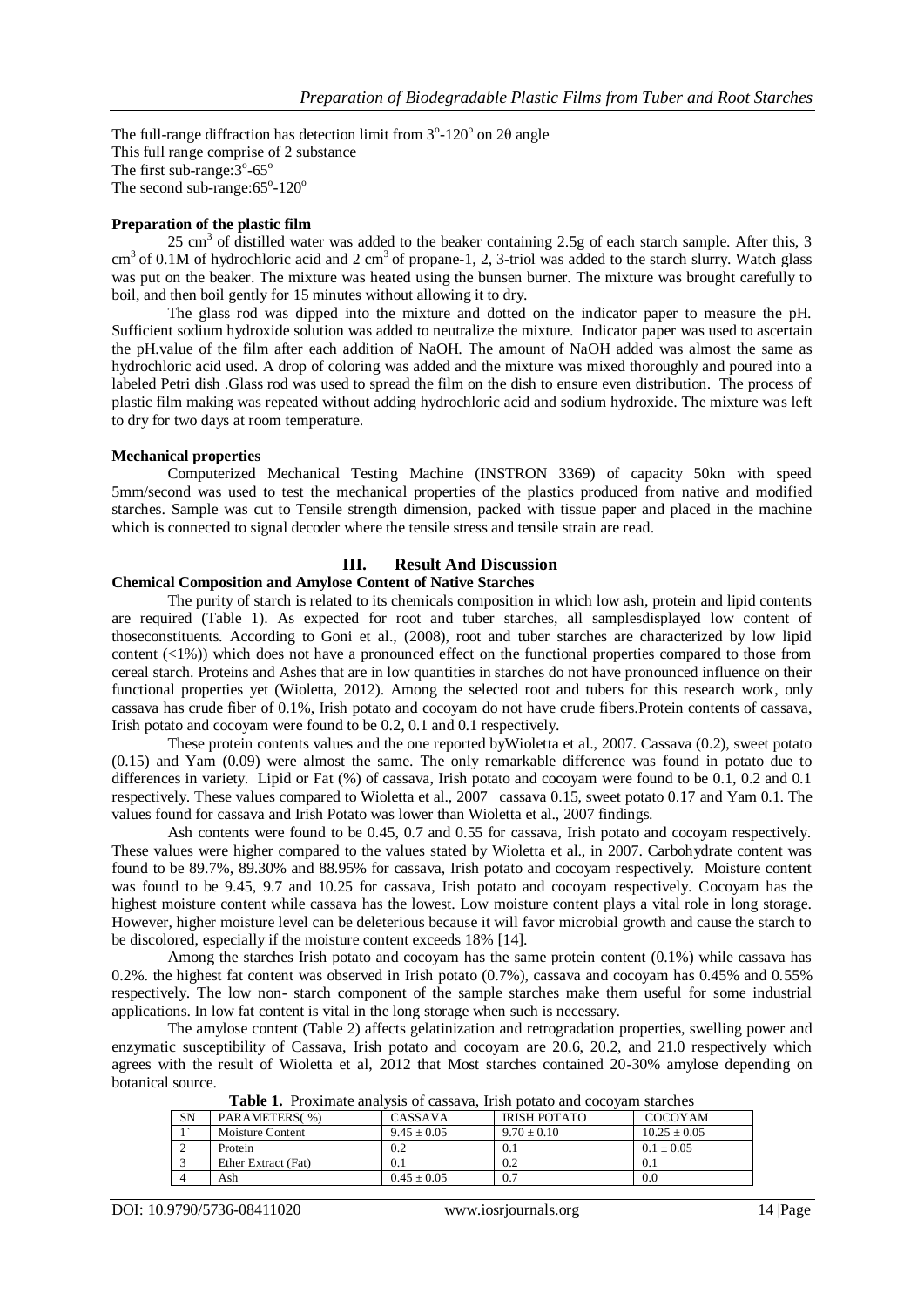The full-range diffraction has detection limit from 3°-120° on 2θ angle
This full range comprise of 2 substance
The first sub-range:3°-65°
The second sub-range:65°-120°

**Preparation of the plastic film**

25 cm$^3$ of distilled water was added to the beaker containing 2.5g of each starch sample. After this, 3 cm$^3$ of 0.1M of hydrochloric acid and 2 cm$^3$ of propane-1, 2, 3-triol was added to the starch slurry. Watch glass was put on the beaker. The mixture was heated using the bunsen burner. The mixture was brought carefully to boil, and then boil gently for 15 minutes without allowing it to dry.

The glass rod was dipped into the mixture and dotted on the indicator paper to measure the pH. Sufficient sodium hydroxide solution was added to neutralize the mixture. Indicator paper was used to ascertain the pH.value of the film after each addition of NaOH. The amount of NaOH added was almost the same as hydrochloric acid used. A drop of coloring was added and the mixture was mixed thoroughly and poured into a labeled Petri dish .Glass rod was used to spread the film on the dish to ensure even distribution. The process of plastic film making was repeated without adding hydrochloric acid and sodium hydroxide. The mixture was left to dry for two days at room temperature.

**Mechanical properties**

Computerized Mechanical Testing Machine (INSTRON 3369) of capacity 50kn with speed 5mm/second was used to test the mechanical properties of the plastics produced from native and modified starches. Sample was cut to Tensile strength dimension, packed with tissue paper and placed in the machine which is connected to signal decoder where the tensile stress and tensile strain are read.

## III. Result And Discussion

**Chemical Composition and Amylose Content of Native Starches**

The purity of starch is related to its chemicals composition in which low ash, protein and lipid contents are required (Table 1). As expected for root and tuber starches, all samplesdisplayed low content of thoseconstituents. According to Goni et al., (2008), root and tuber starches are characterized by low lipid content (<1%)) which does not have a pronounced effect on the functional properties compared to those from cereal starch. Proteins and Ashes that are in low quantities in starches do not have pronounced influence on their functional properties yet (Wioletta, 2012). Among the selected root and tubers for this research work, only cassava has crude fiber of 0.1%, Irish potato and cocoyam do not have crude fibers.Protein contents of cassava, Irish potato and cocoyam were found to be 0.2, 0.1 and 0.1 respectively.

These protein contents values and the one reported byWioletta et al., 2007. Cassava (0.2), sweet potato (0.15) and Yam (0.09) were almost the same. The only remarkable difference was found in potato due to differences in variety. Lipid or Fat (%) of cassava, Irish potato and cocoyam were found to be 0.1, 0.2 and 0.1 respectively. These values compared to Wioletta et al., 2007 cassava 0.15, sweet potato 0.17 and Yam 0.1. The values found for cassava and Irish Potato was lower than Wioletta et al., 2007 findings.

Ash contents were found to be 0.45, 0.7 and 0.55 for cassava, Irish potato and cocoyam respectively. These values were higher compared to the values stated by Wioletta et al., in 2007. Carbohydrate content was found to be 89.7%, 89.30% and 88.95% for cassava, Irish potato and cocoyam respectively. Moisture content was found to be 9.45, 9.7 and 10.25 for cassava, Irish potato and cocoyam respectively. Cocoyam has the highest moisture content while cassava has the lowest. Low moisture content plays a vital role in long storage. However, higher moisture level can be deleterious because it will favor microbial growth and cause the starch to be discolored, especially if the moisture content exceeds 18% [14].

Among the starches Irish potato and cocoyam has the same protein content (0.1%) while cassava has 0.2%. the highest fat content was observed in Irish potato (0.7%), cassava and cocoyam has 0.45% and 0.55% respectively. The low non- starch component of the sample starches make them useful for some industrial applications. In low fat content is vital in the long storage when such is necessary.

The amylose content (Table 2) affects gelatinization and retrogradation properties, swelling power and enzymatic susceptibility of Cassava, Irish potato and cocoyam are 20.6, 20.2, and 21.0 respectively which agrees with the result of Wioletta et al, 2012 that Most starches contained 20-30% amylose depending on botanical source.

**Table 1.** Proximate analysis of cassava, Irish potato and cocoyam starches

| SN | PARAMETERS( %) | CASSAVA | IRISH POTATO | COCOYAM |
|---|---|---|---|---|
| 1` | Moisture Content | 9.45 ± 0.05 | 9.70 ± 0.10 | 10.25 ± 0.05 |
| 2 | Protein | 0.2 | 0.1 | 0.1 ± 0.05 |
| 3 | Ether Extract (Fat) | 0.1 | 0.2 | 0.1 |
| 4 | Ash | 0.45 ± 0.05 | 0.7 | 0.0 |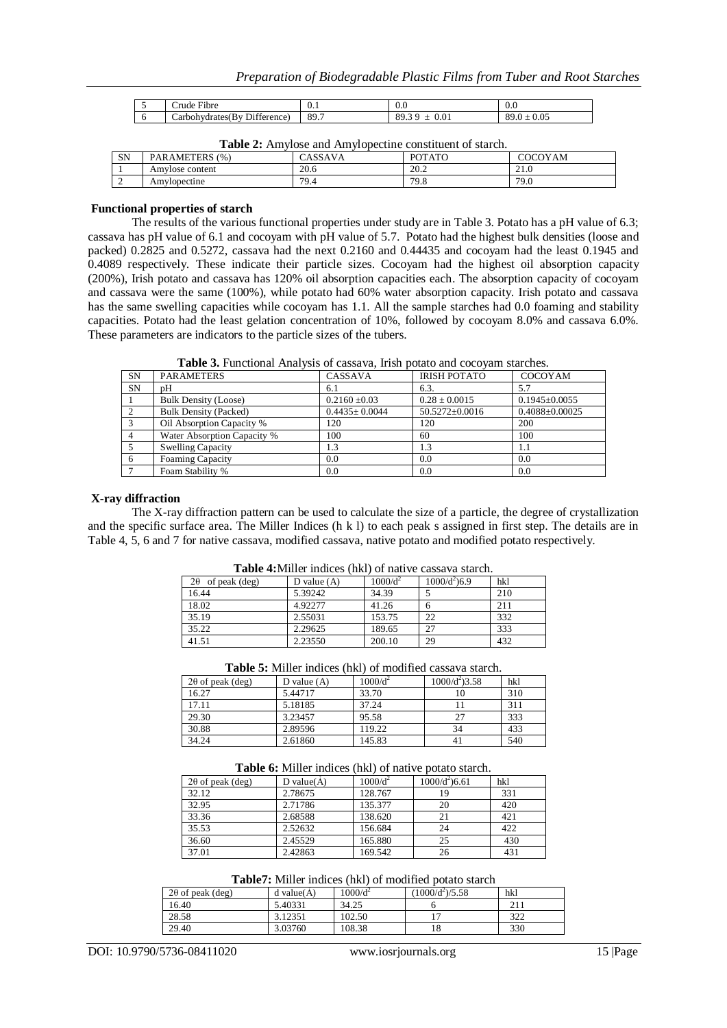| 5 | Crude Fibre | 0.1 | 0.0 | 0.0 |
|---|---|---|---|---|
| 6 | Carbohydrates(By Difference) | 89.7 | 89.3 9 ± 0.01 | 89.0 ± 0.05 |

**Table 2:** Amylose and Amylopectine constituent of starch.

| SN | PARAMETERS (%) | CASSAVA | POTATO | COCOYAM |
|---|---|---|---|---|
| 1 | Amylose content | 20.6 | 20.2 | 21.0 |
| 2 | Amylopectine | 79.4 | 79.8 | 79.0 |

**Functional properties of starch**

The results of the various functional properties under study are in Table 3. Potato has a pH value of 6.3; cassava has pH value of 6.1 and cocoyam with pH value of 5.7. Potato had the highest bulk densities (loose and packed) 0.2825 and 0.5272, cassava had the next 0.2160 and 0.44435 and cocoyam had the least 0.1945 and 0.4089 respectively. These indicate their particle sizes. Cocoyam had the highest oil absorption capacity (200%), Irish potato and cassava has 120% oil absorption capacities each. The absorption capacity of cocoyam and cassava were the same (100%), while potato had 60% water absorption capacity. Irish potato and cassava has the same swelling capacities while cocoyam has 1.1. All the sample starches had 0.0 foaming and stability capacities. Potato had the least gelation concentration of 10%, followed by cocoyam 8.0% and cassava 6.0%. These parameters are indicators to the particle sizes of the tubers.

**Table 3.** Functional Analysis of cassava, Irish potato and cocoyam starches.

| SN | PARAMETERS | CASSAVA | IRISH POTATO | COCOYAM |
|---|---|---|---|---|
| SN | pH | 6.1 | 6.3. | 5.7 |
| 1 | Bulk Density (Loose) | 0.2160 ±0.03 | 0.28 ± 0.0015 | 0.1945±0.0055 |
| 2 | Bulk Density (Packed) | 0.4435± 0.0044 | 50.5272±0.0016 | 0.4088±0.00025 |
| 3 | Oil Absorption Capacity % | 120 | 120 | 200 |
| 4 | Water Absorption Capacity % | 100 | 60 | 100 |
| 5 | Swelling Capacity | 1.3 | 1.3 | 1.1 |
| 6 | Foaming Capacity | 0.0 | 0.0 | 0.0 |
| 7 | Foam Stability % | 0.0 | 0.0 | 0.0 |

**X-ray diffraction**

The X-ray diffraction pattern can be used to calculate the size of a particle, the degree of crystallization and the specific surface area. The Miller Indices (h k l) to each peak s assigned in first step. The details are in Table 4, 5, 6 and 7 for native cassava, modified cassava, native potato and modified potato respectively.

**Table 4:**Miller indices (hkl) of native cassava starch.

| $2\theta$ of peak (deg) | D value (A) | $1000/d^2$ | $1000/d^2$)6.9 | hkl |
|---|---|---|---|---|
| 16.44 | 5.39242 | 34.39 | 5 | 210 |
| 18.02 | 4.92277 | 41.26 | 6 | 211 |
| 35.19 | 2.55031 | 153.75 | 22 | 332 |
| 35.22 | 2.29625 | 189.65 | 27 | 333 |
| 41.51 | 2.23550 | 200.10 | 29 | 432 |

**Table 5:** Miller indices (hkl) of modified cassava starch.

| $2\theta$ of peak (deg) | D value (A) | $1000/d^2$ | $1000/d^2$)3.58 | hkl |
|---|---|---|---|---|
| 16.27 | 5.44717 | 33.70 | 10 | 310 |
| 17.11 | 5.18185 | 37.24 | 11 | 311 |
| 29.30 | 3.23457 | 95.58 | 27 | 333 |
| 30.88 | 2.89596 | 119.22 | 34 | 433 |
| 34.24 | 2.61860 | 145.83 | 41 | 540 |

**Table 6:** Miller indices (hkl) of native potato starch.

| $2\theta$ of peak (deg) | D value(Å) | $1000/d^2$ | $1000/d^2$)6.61 | hkl |
|---|---|---|---|---|
| 32.12 | 2.78675 | 128.767 | 19 | 331 |
| 32.95 | 2.71786 | 135.377 | 20 | 420 |
| 33.36 | 2.68588 | 138.620 | 21 | 421 |
| 35.53 | 2.52632 | 156.684 | 24 | 422 |
| 36.60 | 2.45529 | 165.880 | 25 | 430 |
| 37.01 | 2.42863 | 169.542 | 26 | 431 |

**Table7:** Miller indices (hkl) of modified potato starch

| $2\theta$ of peak (deg) | d value(A) | $1000/d^2$ | $(1000/d^2)/5.58$ | hkl |
|---|---|---|---|---|
| 16.40 | 5.40331 | 34.25 | 6 | 211 |
| 28.58 | 3.12351 | 102.50 | 17 | 322 |
| 29.40 | 3.03760 | 108.38 | 18 | 330 |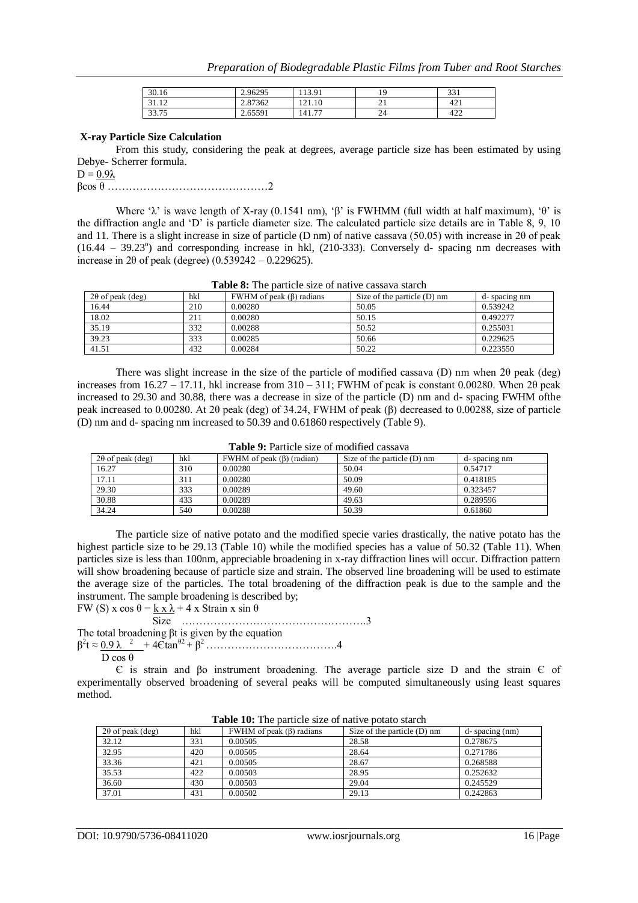| 30.16 | 2.96295 | 113.91 | 19 | 331 |
|---|---|---|---|---|
| 31.12 | 2.87362 | 121.10 | 21 | 421 |
| 33.75 | 2.65591 | 141.77 | 24 | 422 |

**X-ray Particle Size Calculation**

From this study, considering the peak at degrees, average particle size has been estimated by using Debye- Scherrer formula.

$$D = \frac{0.9\lambda}{\beta\cos\theta} \quad \ldots\ldots\ldots\ldots\ldots\ldots\ldots\ldots\ldots\ldots\ldots\ldots\ldots 2$$

Where 'λ' is wave length of X-ray (0.1541 nm), 'β' is FWHMM (full width at half maximum), 'θ' is the diffraction angle and 'D' is particle diameter size. The calculated particle size details are in Table 8, 9, 10 and 11. There is a slight increase in size of particle (D nm) of native cassava (50.05) with increase in 2θ of peak (16.44 – 39.23°) and corresponding increase in hkl, (210-333). Conversely d- spacing nm decreases with increase in 2θ of peak (degree) (0.539242 – 0.229625).

**Table 8:** The particle size of native cassava starch

| 2θ of peak (deg) | hkl | FWHM of peak (β) radians | Size of the particle (D) nm | d- spacing nm |
|---|---|---|---|---|
| 16.44 | 210 | 0.00280 | 50.05 | 0.539242 |
| 18.02 | 211 | 0.00280 | 50.15 | 0.492277 |
| 35.19 | 332 | 0.00288 | 50.52 | 0.255031 |
| 39.23 | 333 | 0.00285 | 50.66 | 0.229625 |
| 41.51 | 432 | 0.00284 | 50.22 | 0.223550 |

There was slight increase in the size of the particle of modified cassava (D) nm when 2θ peak (deg) increases from 16.27 – 17.11, hkl increase from 310 – 311; FWHM of peak is constant 0.00280. When 2θ peak increased to 29.30 and 30.88, there was a decrease in size of the particle (D) nm and d- spacing FWHM ofthe peak increased to 0.00280. At 2θ peak (deg) of 34.24, FWHM of peak (β) decreased to 0.00288, size of particle (D) nm and d- spacing nm increased to 50.39 and 0.61860 respectively (Table 9).

**Table 9:** Particle size of modified cassava

| 2θ of peak (deg) | hkl | FWHM of peak (β) (radian) | Size of the particle (D) nm | d- spacing nm |
|---|---|---|---|---|
| 16.27 | 310 | 0.00280 | 50.04 | 0.54717 |
| 17.11 | 311 | 0.00280 | 50.09 | 0.418185 |
| 29.30 | 333 | 0.00289 | 49.60 | 0.323457 |
| 30.88 | 433 | 0.00289 | 49.63 | 0.289596 |
| 34.24 | 540 | 0.00288 | 50.39 | 0.61860 |

The particle size of native potato and the modified specie varies drastically, the native potato has the highest particle size to be 29.13 (Table 10) while the modified species has a value of 50.32 (Table 11). When particles size is less than 100nm, appreciable broadening in x-ray diffraction lines will occur. Diffraction pattern will show broadening because of particle size and strain. The observed line broadening will be used to estimate the average size of the particles. The total broadening of the diffraction peak is due to the sample and the instrument. The sample broadening is described by;

$$FW(S) \times \cos\theta = \frac{k \times \lambda}{Size} + 4 \times Strain \times \sin\theta \quad \ldots\ldots\ldots\ldots\ldots\ldots\ldots\ldots\ldots\ldots\ldots\ldots\ldots\ldots\ldots 3$$

The total broadening βt is given by the equation

$$\beta^2 t \approx \frac{0.9\lambda^{2}}{D\cos\theta} + 4Є\tan^{\theta 2} + \beta^2 \quad \ldots\ldots\ldots\ldots\ldots\ldots\ldots\ldots\ldots\ldots\ldots\ldots 4$$

Є is strain and βo instrument broadening. The average particle size D and the strain Є of experimentally observed broadening of several peaks will be computed simultaneously using least squares method.

**Table 10:** The particle size of native potato starch

| 2θ of peak (deg) | hkl | FWHM of peak (β) radians | Size of the particle (D) nm | d- spacing (nm) |
|---|---|---|---|---|
| 32.12 | 331 | 0.00505 | 28.58 | 0.278675 |
| 32.95 | 420 | 0.00505 | 28.64 | 0.271786 |
| 33.36 | 421 | 0.00505 | 28.67 | 0.268588 |
| 35.53 | 422 | 0.00503 | 28.95 | 0.252632 |
| 36.60 | 430 | 0.00503 | 29.04 | 0.245529 |
| 37.01 | 431 | 0.00502 | 29.13 | 0.242863 |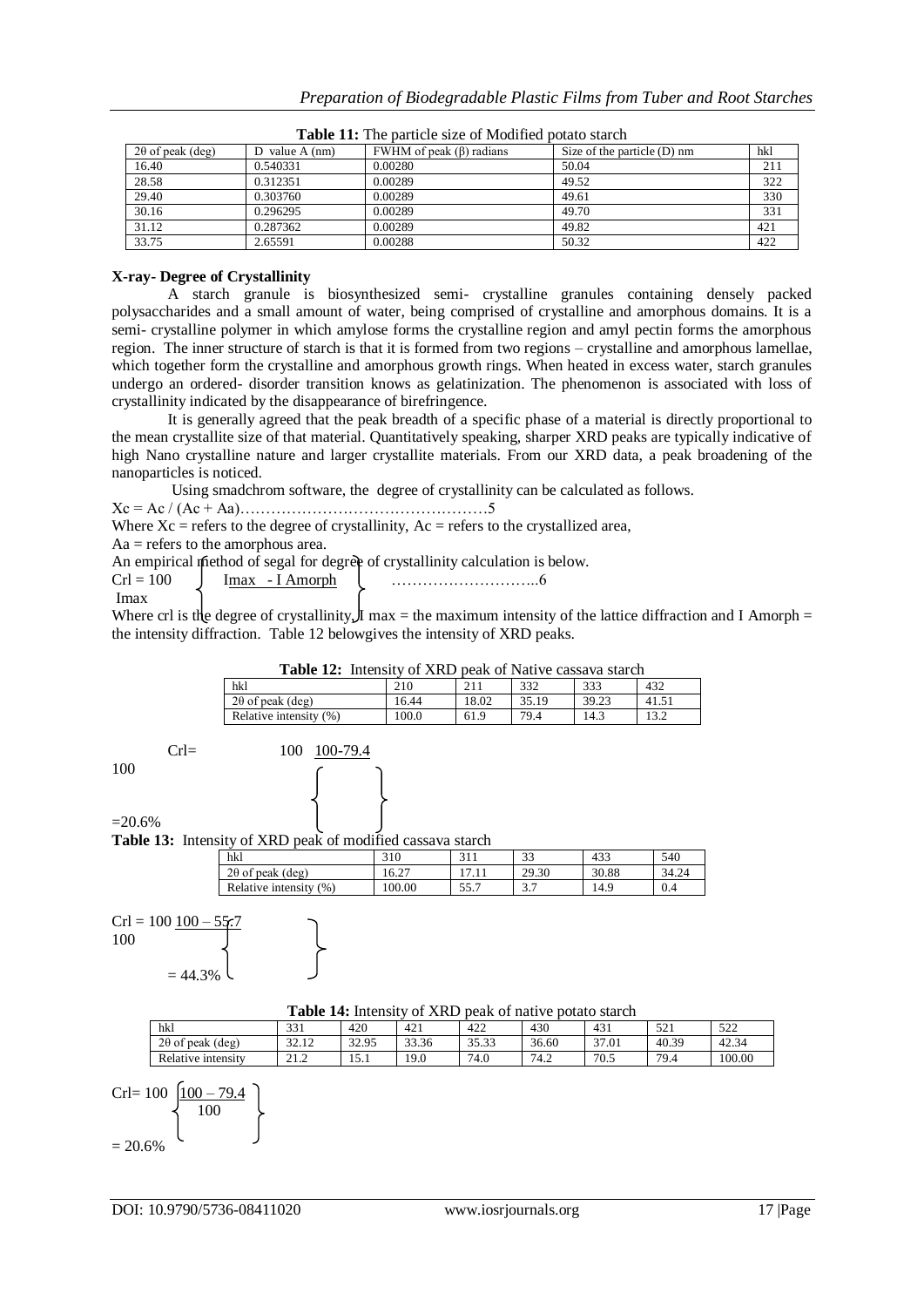**Table 11:** The particle size of Modified potato starch

| 2θ of peak (deg) | D value A (nm) | FWHM of peak (β) radians | Size of the particle (D) nm | hkl |
|---|---|---|---|---|
| 16.40 | 0.540331 | 0.00280 | 50.04 | 211 |
| 28.58 | 0.312351 | 0.00289 | 49.52 | 322 |
| 29.40 | 0.303760 | 0.00289 | 49.61 | 330 |
| 30.16 | 0.296295 | 0.00289 | 49.70 | 331 |
| 31.12 | 0.287362 | 0.00289 | 49.82 | 421 |
| 33.75 | 2.65591 | 0.00288 | 50.32 | 422 |

**X-ray- Degree of Crystallinity**

A starch granule is biosynthesized semi- crystalline granules containing densely packed polysaccharides and a small amount of water, being comprised of crystalline and amorphous domains. It is a semi- crystalline polymer in which amylose forms the crystalline region and amyl pectin forms the amorphous region. The inner structure of starch is that it is formed from two regions – crystalline and amorphous lamellae, which together form the crystalline and amorphous growth rings. When heated in excess water, starch granules undergo an ordered- disorder transition knows as gelatinization. The phenomenon is associated with loss of crystallinity indicated by the disappearance of birefringence.

It is generally agreed that the peak breadth of a specific phase of a material is directly proportional to the mean crystallite size of that material. Quantitatively speaking, sharper XRD peaks are typically indicative of high Nano crystalline nature and larger crystallite materials. From our XRD data, a peak broadening of the nanoparticles is noticed.

Using smadchrom software, the degree of crystallinity can be calculated as follows.

$$Xc = Ac / (Ac + Aa) \qquad \ldots\ldots 5$$

Where $Xc$ = refers to the degree of crystallinity, $Ac$ = refers to the crystallized area,

$Aa$ = refers to the amorphous area.

An empirical method of segal for degree of crystallinity calculation is below.

$$Crl = 100 \left\{ \frac{I_{max} - I_{Amorph}}{I_{max}} \right\} \qquad \ldots\ldots 6$$

Where crl is the degree of crystallinity, I max = the maximum intensity of the lattice diffraction and I Amorph = the intensity diffraction. Table 12 belowgives the intensity of XRD peaks.

**Table 12:** Intensity of XRD peak of Native cassava starch

| hkl | 210 | 211 | 332 | 333 | 432 |
|---|---|---|---|---|---|
| 2θ of peak (deg) | 16.44 | 18.02 | 35.19 | 39.23 | 41.51 |
| Relative intensity (%) | 100.0 | 61.9 | 79.4 | 14.3 | 13.2 |

$$Crl = 100 \left\{ \frac{100-79.4}{100} \right\}$$

$$= 20.6\%$$

**Table 13:** Intensity of XRD peak of modified cassava starch

| hkl | 310 | 311 | 33 | 433 | 540 |
|---|---|---|---|---|---|
| 2θ of peak (deg) | 16.27 | 17.11 | 29.30 | 30.88 | 34.24 |
| Relative intensity (%) | 100.00 | 55.7 | 3.7 | 14.9 | 0.4 |

$$Crl = 100 \left\{ \frac{100 - 55.7}{100} \right\}$$

$$= 44.3\%$$

**Table 14:** Intensity of XRD peak of native potato starch

| hkl | 331 | 420 | 421 | 422 | 430 | 431 | 521 | 522 |
|---|---|---|---|---|---|---|---|---|
| 2θ of peak (deg) | 32.12 | 32.95 | 33.36 | 35.33 | 36.60 | 37.01 | 40.39 | 42.34 |
| Relative intensity | 21.2 | 15.1 | 19.0 | 74.0 | 74.2 | 70.5 | 79.4 | 100.00 |

$$Crl = 100 \left\{ \frac{100 - 79.4}{100} \right\}$$

$$= 20.6\%$$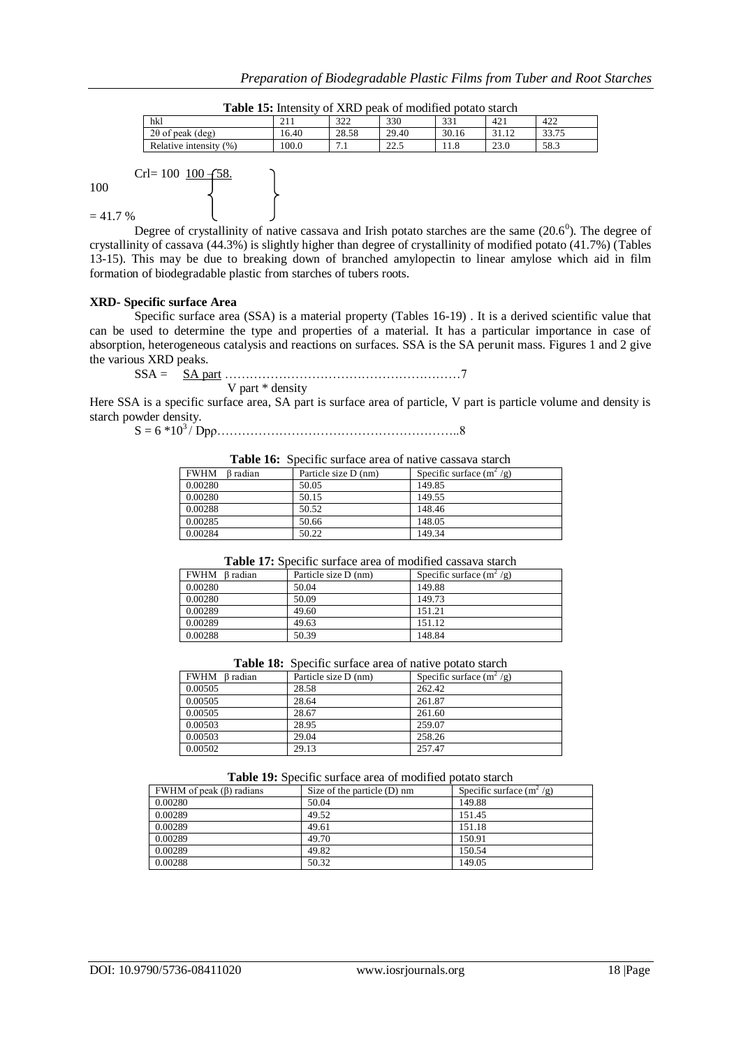**Table 15:** Intensity of XRD peak of modified potato starch

| hkl | 211 | 322 | 330 | 331 | 421 | 422 |
|---|---|---|---|---|---|---|
| 2θ of peak (deg) | 16.40 | 28.58 | 29.40 | 30.16 | 31.12 | 33.75 |
| Relative intensity (%) | 100.0 | 7.1 | 22.5 | 11.8 | 23.0 | 58.3 |

$$Crl = 100 \left\{ \frac{100 - 58.}{100} \right\}$$

$= 41.7\ \%$

Degree of crystallinity of native cassava and Irish potato starches are the same ($20.6^0$). The degree of crystallinity of cassava (44.3%) is slightly higher than degree of crystallinity of modified potato (41.7%) (Tables 13-15). This may be due to breaking down of branched amylopectin to linear amylose which aid in film formation of biodegradable plastic from starches of tubers roots.

**XRD- Specific surface Area**

Specific surface area (SSA) is a material property (Tables 16-19) . It is a derived scientific value that can be used to determine the type and properties of a material. It has a particular importance in case of absorption, heterogeneous catalysis and reactions on surfaces. SSA is the SA perunit mass. Figures 1 and 2 give the various XRD peaks.

$$SSA = \frac{SA\ part}{V\ part * density} \quad \ldots\ldots 7$$

Here SSA is a specific surface area, SA part is surface area of particle, V part is particle volume and density is starch powder density.

$$S = 6 * 10^3 / D p \rho \quad \ldots\ldots 8$$

**Table 16:** Specific surface area of native cassava starch

| FWHM β radian | Particle size D (nm) | Specific surface ($m^2$ /g) |
|---|---|---|
| 0.00280 | 50.05 | 149.85 |
| 0.00280 | 50.15 | 149.55 |
| 0.00288 | 50.52 | 148.46 |
| 0.00285 | 50.66 | 148.05 |
| 0.00284 | 50.22 | 149.34 |

**Table 17:** Specific surface area of modified cassava starch

| FWHM β radian | Particle size D (nm) | Specific surface ($m^2$ /g) |
|---|---|---|
| 0.00280 | 50.04 | 149.88 |
| 0.00280 | 50.09 | 149.73 |
| 0.00289 | 49.60 | 151.21 |
| 0.00289 | 49.63 | 151.12 |
| 0.00288 | 50.39 | 148.84 |

**Table 18:** Specific surface area of native potato starch

| FWHM β radian | Particle size D (nm) | Specific surface ($m^2$ /g) |
|---|---|---|
| 0.00505 | 28.58 | 262.42 |
| 0.00505 | 28.64 | 261.87 |
| 0.00505 | 28.67 | 261.60 |
| 0.00503 | 28.95 | 259.07 |
| 0.00503 | 29.04 | 258.26 |
| 0.00502 | 29.13 | 257.47 |

**Table 19:** Specific surface area of modified potato starch

| FWHM of peak (β) radians | Size of the particle (D) nm | Specific surface ($m^2$ /g) |
|---|---|---|
| 0.00280 | 50.04 | 149.88 |
| 0.00289 | 49.52 | 151.45 |
| 0.00289 | 49.61 | 151.18 |
| 0.00289 | 49.70 | 150.91 |
| 0.00289 | 49.82 | 150.54 |
| 0.00288 | 50.32 | 149.05 |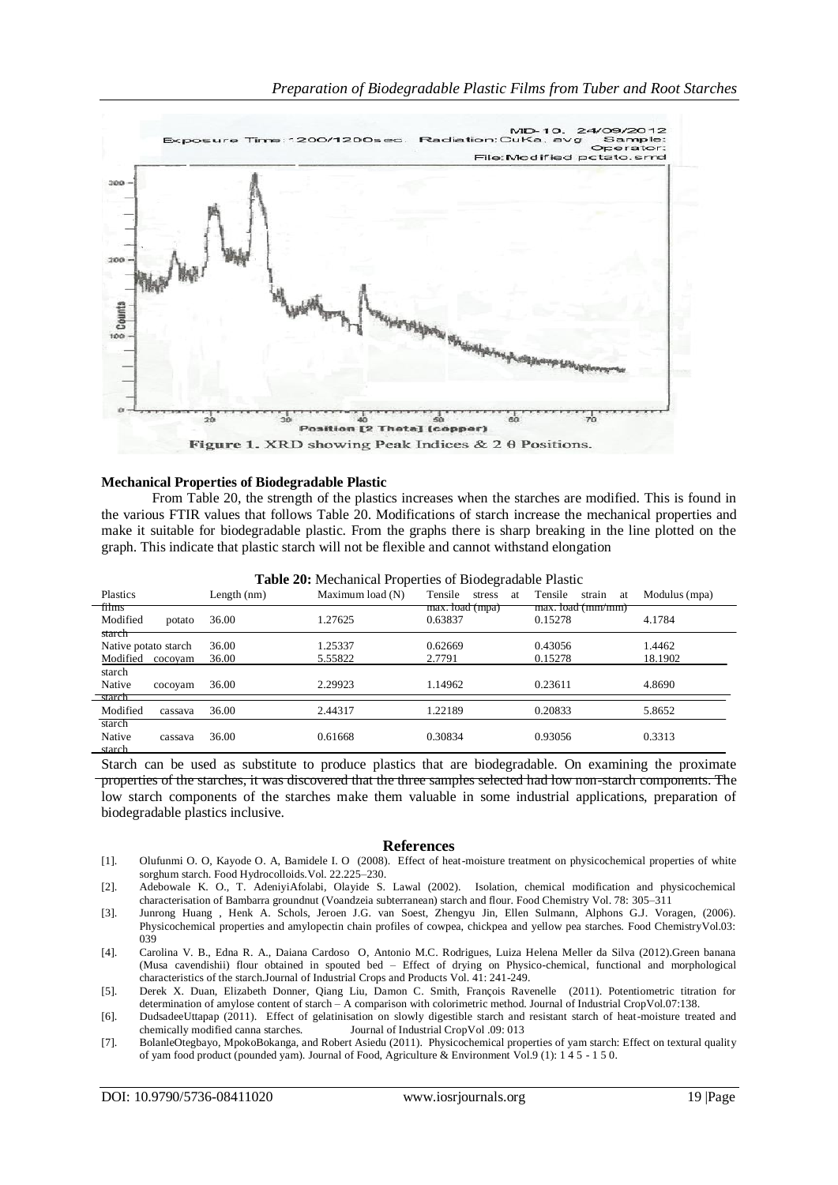Figure 1. XRD showing Peak Indices & 2 θ Positions.

### Mechanical Properties of Biodegradable Plastic

From Table 20, the strength of the plastics increases when the starches are modified. This is found in the various FTIR values that follows Table 20. Modifications of starch increase the mechanical properties and make it suitable for biodegradable plastic. From the graphs there is sharp breaking in the line plotted on the graph. This indicate that plastic starch will not be flexible and cannot withstand elongation

**Table 20:** Mechanical Properties of Biodegradable Plastic

| Plastics films | Length (nm) | Maximum load (N) | Tensile stress at max. load (mpa) | Tensile strain at max. load (mm/mm) | Modulus (mpa) |
|---|---|---|---|---|---|
| Modified potato starch | 36.00 | 1.27625 | 0.63837 | 0.15278 | 4.1784 |
| Native potato starch | 36.00 | 1.25337 | 0.62669 | 0.43056 | 1.4462 |
| Modified cocoyam starch | 36.00 | 5.55822 | 2.7791 | 0.15278 | 18.1902 |
| Native cocoyam starch | 36.00 | 2.29923 | 1.14962 | 0.23611 | 4.8690 |
| Modified cassava starch | 36.00 | 2.44317 | 1.22189 | 0.20833 | 5.8652 |
| Native cassava starch | 36.00 | 0.61668 | 0.30834 | 0.93056 | 0.3313 |

Starch can be used as substitute to produce plastics that are biodegradable. On examining the proximate properties of the starches, it was discovered that the three samples selected had low non-starch components. The low starch components of the starches make them valuable in some industrial applications, preparation of biodegradable plastics inclusive.

## References

[1]. Olufunmi O. O, Kayode O. A, Bamidele I. O (2008). Effect of heat-moisture treatment on physicochemical properties of white sorghum starch. Food Hydrocolloids.Vol. 22.225–230.

[2]. Adebowale K. O., T. AdeniyiAfolabi, Olayide S. Lawal (2002). Isolation, chemical modification and physicochemical characterisation of Bambarra groundnut (Voandzeia subterranean) starch and flour. Food Chemistry Vol. 78: 305–311

[3]. Junrong Huang , Henk A. Schols, Jeroen J.G. van Soest, Zhengyu Jin, Ellen Sulmann, Alphons G.J. Voragen, (2006). Physicochemical properties and amylopectin chain profiles of cowpea, chickpea and yellow pea starches. Food ChemistryVol.03: 039

[4]. Carolina V. B., Edna R. A., Daiana Cardoso O, Antonio M.C. Rodrigues, Luiza Helena Meller da Silva (2012).Green banana (Musa cavendishii) flour obtained in spouted bed – Effect of drying on Physico-chemical, functional and morphological characteristics of the starch.Journal of Industrial Crops and Products Vol. 41: 241-249.

[5]. Derek X. Duan, Elizabeth Donner, Qiang Liu, Damon C. Smith, François Ravenelle (2011). Potentiometric titration for determination of amylose content of starch – A comparison with colorimetric method. Journal of Industrial CropVol.07:138.

[6]. DudsadeeUttapap (2011). Effect of gelatinisation on slowly digestible starch and resistant starch of heat-moisture treated and chemically modified canna starches. Journal of Industrial CropVol .09: 013

[7]. BolanleOtegbayo, MpokoBokanga, and Robert Asiedu (2011). Physicochemical properties of yam starch: Effect on textural quality of yam food product (pounded yam). Journal of Food, Agriculture & Environment Vol.9 (1): 1 4 5 - 1 5 0.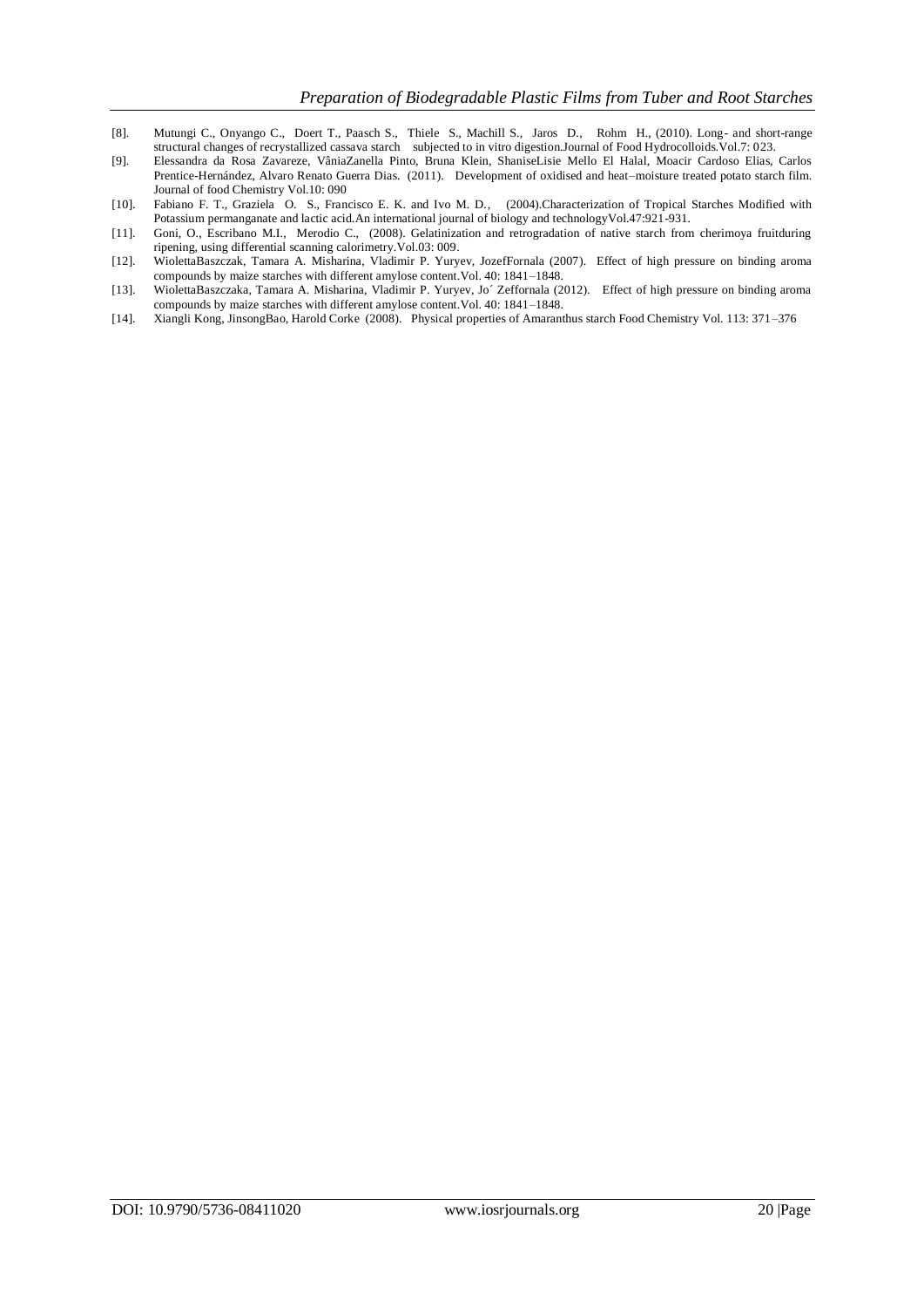[8]. Mutungi C., Onyango C., Doert T., Paasch S., Thiele S., Machill S., Jaros D., Rohm H., (2010). Long- and short-range structural changes of recrystallized cassava starch subjected to in vitro digestion.Journal of Food Hydrocolloids.Vol.7: 023.

[9]. Elessandra da Rosa Zavareze, VâniaZanella Pinto, Bruna Klein, ShaniseLisie Mello El Halal, Moacir Cardoso Elias, Carlos Prentice-Hernández, Alvaro Renato Guerra Dias. (2011). Development of oxidised and heat–moisture treated potato starch film. Journal of food Chemistry Vol.10: 090

[10]. Fabiano F. T., Graziela O. S., Francisco E. K. and Ivo M. D., (2004).Characterization of Tropical Starches Modified with Potassium permanganate and lactic acid.An international journal of biology and technologyVol.47:921-931.

[11]. Goni, O., Escribano M.I., Merodio C., (2008). Gelatinization and retrogradation of native starch from cherimoya fruitduring ripening, using differential scanning calorimetry.Vol.03: 009.

[12]. WiolettaBaszczak, Tamara A. Misharina, Vladimir P. Yuryev, JozefFornala (2007). Effect of high pressure on binding aroma compounds by maize starches with different amylose content.Vol. 40: 1841–1848.

[13]. WiolettaBaszczaka, Tamara A. Misharina, Vladimir P. Yuryev, Jo´ Zeffornala (2012). Effect of high pressure on binding aroma compounds by maize starches with different amylose content.Vol. 40: 1841–1848.

[14]. Xiangli Kong, JinsongBao, Harold Corke (2008). Physical properties of Amaranthus starch Food Chemistry Vol. 113: 371–376